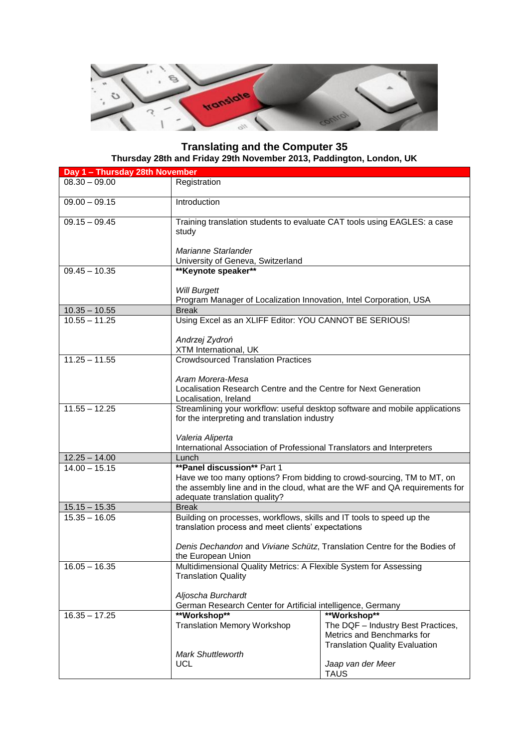# Translating and the Computer 35

**Thursday 28th and Friday 29th November 2013, Paddington, London, UK**

| **Day 1 – Thursday 28th November** | | |
|---|---|---|
| 08.30 – 09.00 | Registration | |
| 09.00 – 09.15 | Introduction | |
| 09.15 – 09.45 | Training translation students to evaluate CAT tools using EAGLES: a case study<br><br>*Marianne Starlander*<br>University of Geneva, Switzerland | |
| 09.45 – 10.35 | **Keynote speaker**<br><br>*Will Burgett*<br>Program Manager of Localization Innovation, Intel Corporation, USA | |
| 10.35 – 10.55 | Break | |
| 10.55 – 11.25 | Using Excel as an XLIFF Editor: YOU CANNOT BE SERIOUS!<br><br>*Andrzej Zydroń*<br>XTM International, UK | |
| 11.25 – 11.55 | Crowdsourced Translation Practices<br><br>*Aram Morera-Mesa*<br>Localisation Research Centre and the Centre for Next Generation Localisation, Ireland | |
| 11.55 – 12.25 | Streamlining your workflow: useful desktop software and mobile applications for the interpreting and translation industry<br><br>*Valeria Aliperta*<br>International Association of Professional Translators and Interpreters | |
| 12.25 – 14.00 | Lunch | |
| 14.00 – 15.15 | **Panel discussion** Part 1<br>Have we too many options? From bidding to crowd-sourcing, TM to MT, on the assembly line and in the cloud, what are the WF and QA requirements for adequate translation quality? | |
| 15.15 – 15.35 | Break | |
| 15.35 – 16.05 | Building on processes, workflows, skills and IT tools to speed up the translation process and meet clients' expectations<br><br>*Denis Dechandon* and *Viviane Schütz*, Translation Centre for the Bodies of the European Union | |
| 16.05 – 16.35 | Multidimensional Quality Metrics: A Flexible System for Assessing Translation Quality<br><br>*Aljoscha Burchardt*<br>German Research Center for Artificial intelligence, Germany | |
| 16.35 – 17.25 | **Workshop**<br>Translation Memory Workshop<br><br>*Mark Shuttleworth*<br>UCL | **Workshop**<br>The DQF – Industry Best Practices, Metrics and Benchmarks for Translation Quality Evaluation<br><br>*Jaap van der Meer*<br>TAUS |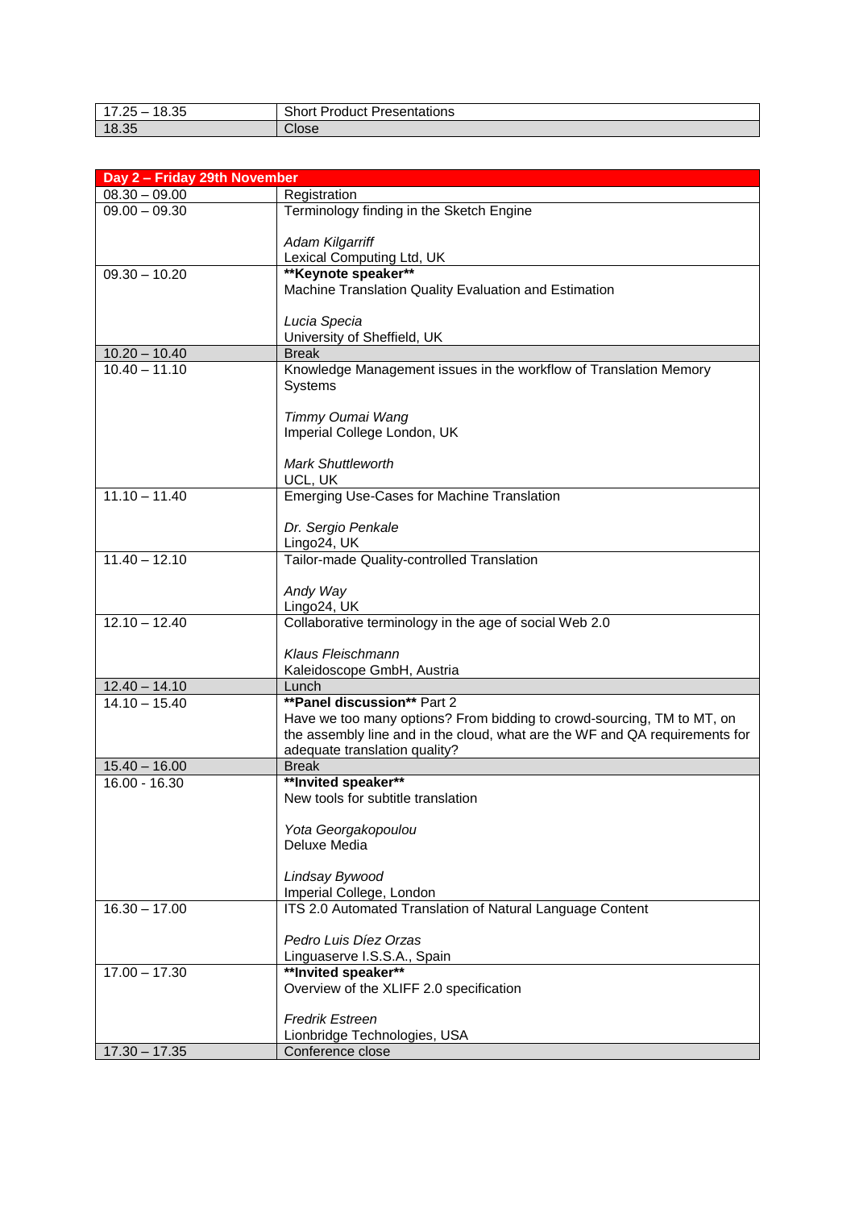| | |
|---|---|
| 17.25 – 18.35 | Short Product Presentations |
| 18.35 | Close |

| **Day 2 – Friday 29th November** | |
|---|---|
| 08.30 – 09.00 | Registration |
| 09.00 – 09.30 | Terminology finding in the Sketch Engine<br><br>*Adam Kilgarriff*<br>Lexical Computing Ltd, UK |
| 09.30 – 10.20 | **Keynote speaker**<br>Machine Translation Quality Evaluation and Estimation<br><br>*Lucia Specia*<br>University of Sheffield, UK |
| 10.20 – 10.40 | Break |
| 10.40 – 11.10 | Knowledge Management issues in the workflow of Translation Memory Systems<br><br>*Timmy Oumai Wang*<br>Imperial College London, UK<br><br>*Mark Shuttleworth*<br>UCL, UK |
| 11.10 – 11.40 | Emerging Use-Cases for Machine Translation<br><br>*Dr. Sergio Penkale*<br>Lingo24, UK |
| 11.40 – 12.10 | Tailor-made Quality-controlled Translation<br><br>*Andy Way*<br>Lingo24, UK |
| 12.10 – 12.40 | Collaborative terminology in the age of social Web 2.0<br><br>*Klaus Fleischmann*<br>Kaleidoscope GmbH, Austria |
| 12.40 – 14.10 | Lunch |
| 14.10 – 15.40 | **Panel discussion** Part 2<br>Have we too many options? From bidding to crowd-sourcing, TM to MT, on the assembly line and in the cloud, what are the WF and QA requirements for adequate translation quality? |
| 15.40 – 16.00 | Break |
| 16.00 - 16.30 | **Invited speaker**<br>New tools for subtitle translation<br><br>*Yota Georgakopoulou*<br>Deluxe Media<br><br>*Lindsay Bywood*<br>Imperial College, London |
| 16.30 – 17.00 | ITS 2.0 Automated Translation of Natural Language Content<br><br>*Pedro Luis Díez Orzas*<br>Linguaserve I.S.S.A., Spain |
| 17.00 – 17.30 | **Invited speaker**<br>Overview of the XLIFF 2.0 specification<br><br>*Fredrik Estreen*<br>Lionbridge Technologies, USA |
| 17.30 – 17.35 | Conference close |